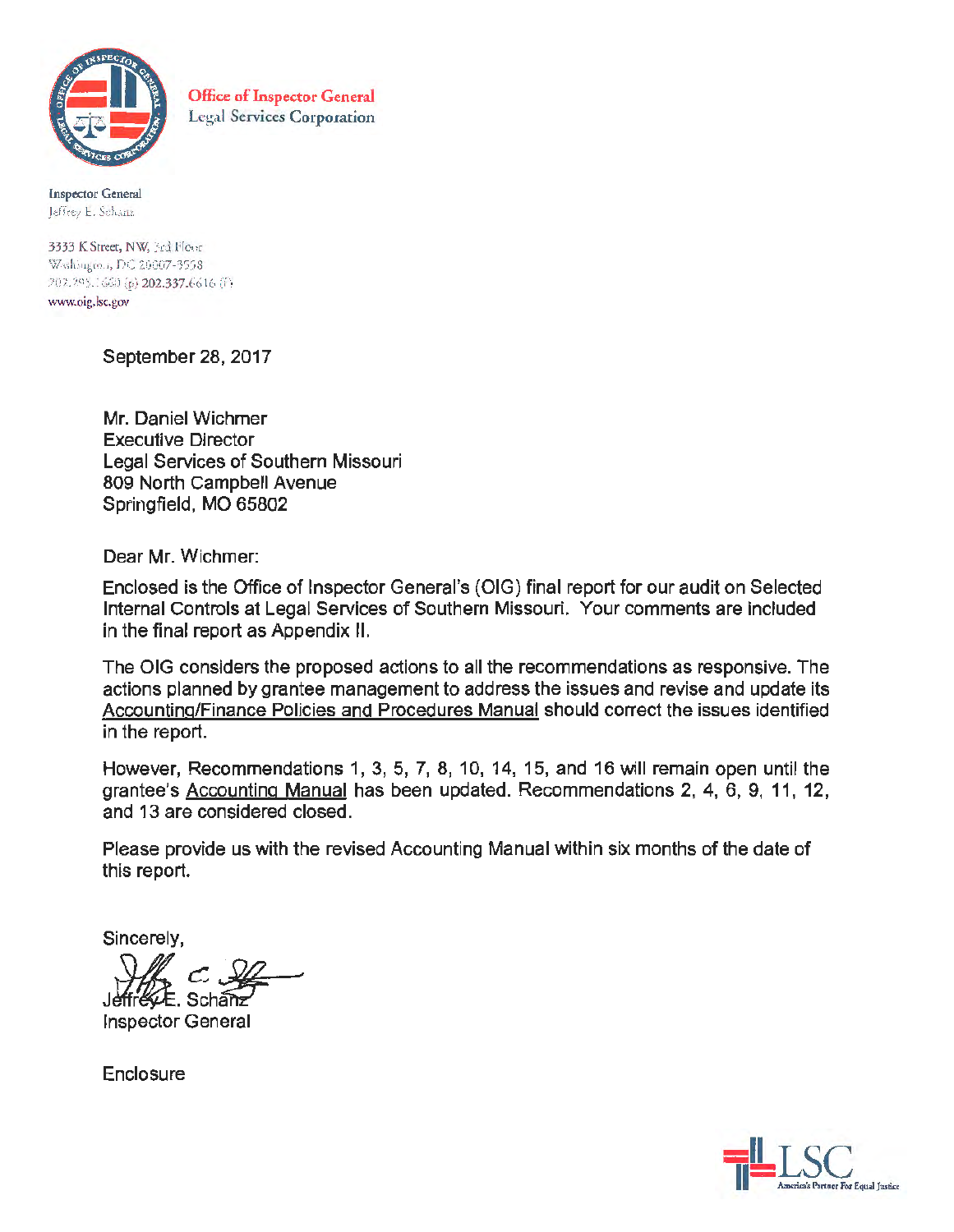Office of Inspector General
Legal Services Corporation

Inspector General
Jeffrey E. Schanz

3333 K Street, NW, 3rd Floor
Washington, DC 20007-3558
202.295.1660 (p) 202.337.6616 (f)
www.oig.lsc.gov

September 28, 2017

Mr. Daniel Wichmer
Executive Director
Legal Services of Southern Missouri
809 North Campbell Avenue
Springfield, MO 65802

Dear Mr. Wichmer:

Enclosed is the Office of Inspector General's (OIG) final report for our audit on Selected Internal Controls at Legal Services of Southern Missouri. Your comments are included in the final report as Appendix II.

The OIG considers the proposed actions to all the recommendations as responsive. The actions planned by grantee management to address the issues and revise and update its Accounting/Finance Policies and Procedures Manual should correct the issues identified in the report.

However, Recommendations 1, 3, 5, 7, 8, 10, 14, 15, and 16 will remain open until the grantee's Accounting Manual has been updated. Recommendations 2, 4, 6, 9, 11, 12, and 13 are considered closed.

Please provide us with the revised Accounting Manual within six months of the date of this report.

Sincerely,

Jeffrey E. Schanz
Inspector General

Enclosure

LSC America's Partner For Equal Justice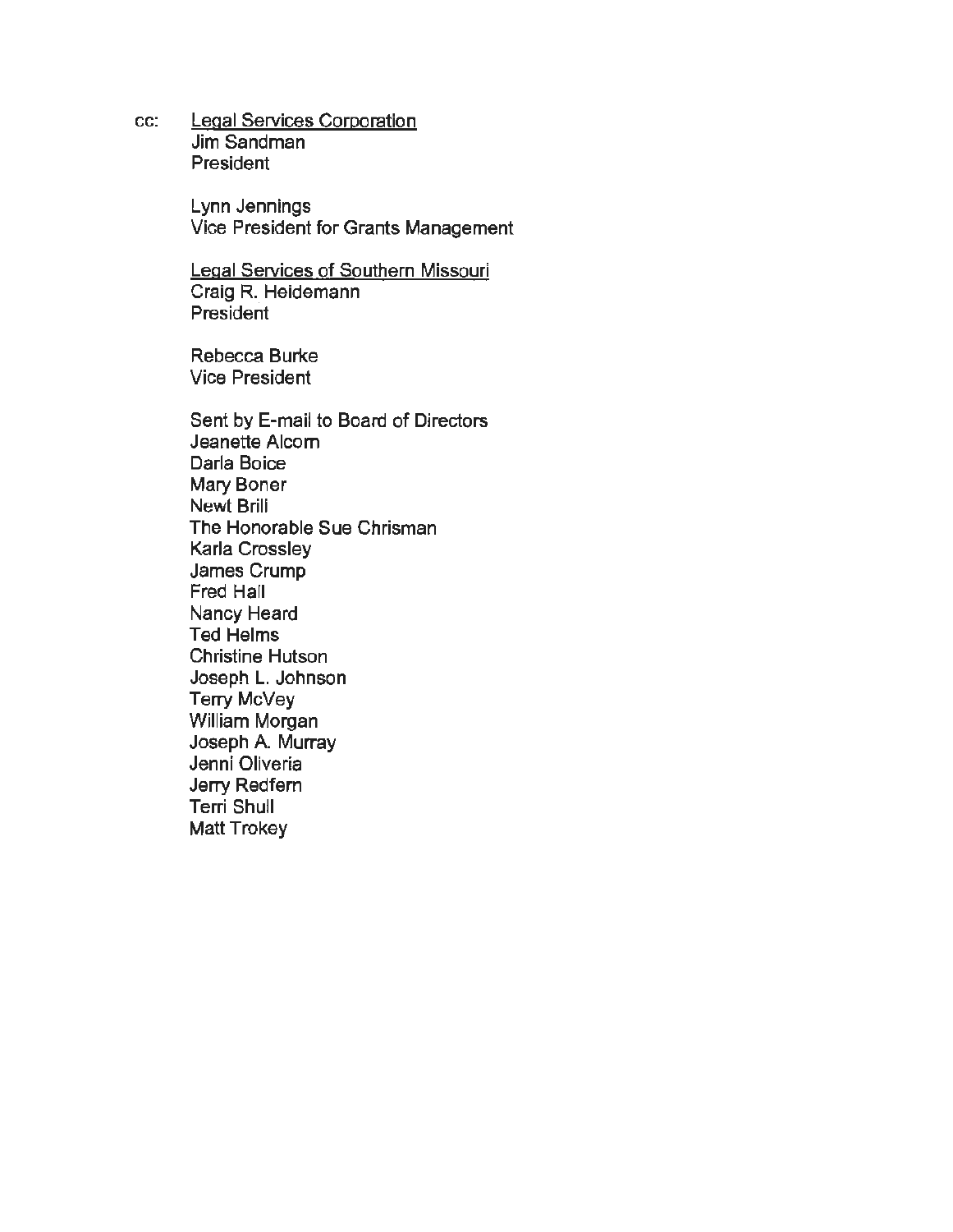cc: Legal Services Corporation
Jim Sandman
President

Lynn Jennings
Vice President for Grants Management

Legal Services of Southern Missouri
Craig R. Heidemann
President

Rebecca Burke
Vice President

Sent by E-mail to Board of Directors
Jeanette Alcorn
Darla Boice
Mary Boner
Newt Brill
The Honorable Sue Chrisman
Karla Crossley
James Crump
Fred Hall
Nancy Heard
Ted Helms
Christine Hutson
Joseph L. Johnson
Terry McVey
William Morgan
Joseph A. Murray
Jenni Oliveria
Jerry Redfern
Terri Shull
Matt Trokey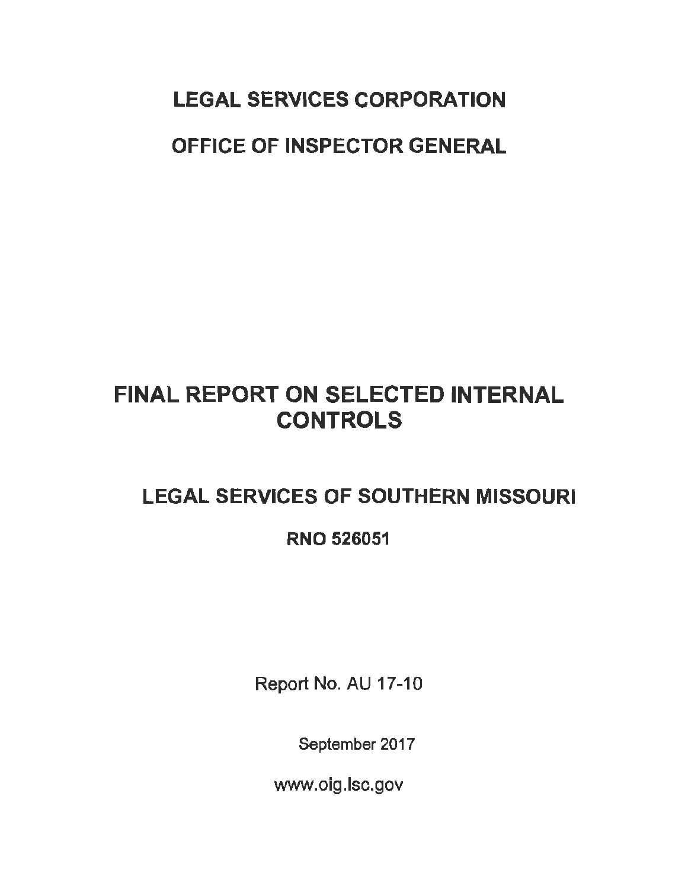# LEGAL SERVICES CORPORATION

# OFFICE OF INSPECTOR GENERAL

# FINAL REPORT ON SELECTED INTERNAL CONTROLS

## LEGAL SERVICES OF SOUTHERN MISSOURI

**RNO 526051**

Report No. AU 17-10

September 2017

www.oig.lsc.gov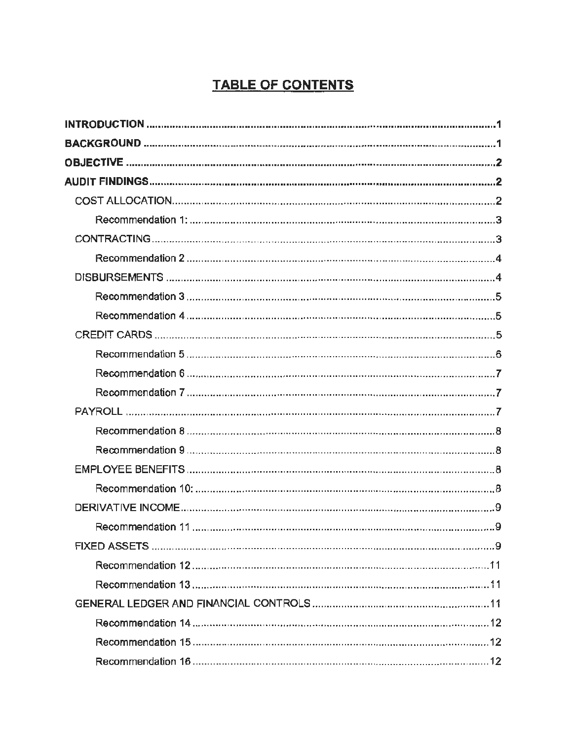# TABLE OF CONTENTS

**INTRODUCTION** ........................................................................................................ 1

**BACKGROUND** ........................................................................................................ 1

**OBJECTIVE** ............................................................................................................. 2

**AUDIT FINDINGS** ..................................................................................................... 2

- COST ALLOCATION ................................................................................................ 2
  - Recommendation 1: .............................................................................................. 3
- CONTRACTING ........................................................................................................ 3
  - Recommendation 2 ................................................................................................ 4
- DISBURSEMENTS .................................................................................................... 4
  - Recommendation 3 ................................................................................................ 5
  - Recommendation 4 ................................................................................................ 5
- CREDIT CARDS ........................................................................................................ 5
  - Recommendation 5 ................................................................................................ 6
  - Recommendation 6 ................................................................................................ 7
  - Recommendation 7 ................................................................................................ 7
- PAYROLL ................................................................................................................. 7
  - Recommendation 8 ................................................................................................ 8
  - Recommendation 9 ................................................................................................ 8
- EMPLOYEE BENEFITS ............................................................................................. 8
  - Recommendation 10: ............................................................................................. 8
- DERIVATIVE INCOME ............................................................................................... 9
  - Recommendation 11 ............................................................................................... 9
- FIXED ASSETS ......................................................................................................... 9
  - Recommendation 12 ............................................................................................. 11
  - Recommendation 13 ............................................................................................. 11
- GENERAL LEDGER AND FINANCIAL CONTROLS ................................................... 11
  - Recommendation 14 ............................................................................................. 12
  - Recommendation 15 ............................................................................................. 12
  - Recommendation 16 ............................................................................................. 12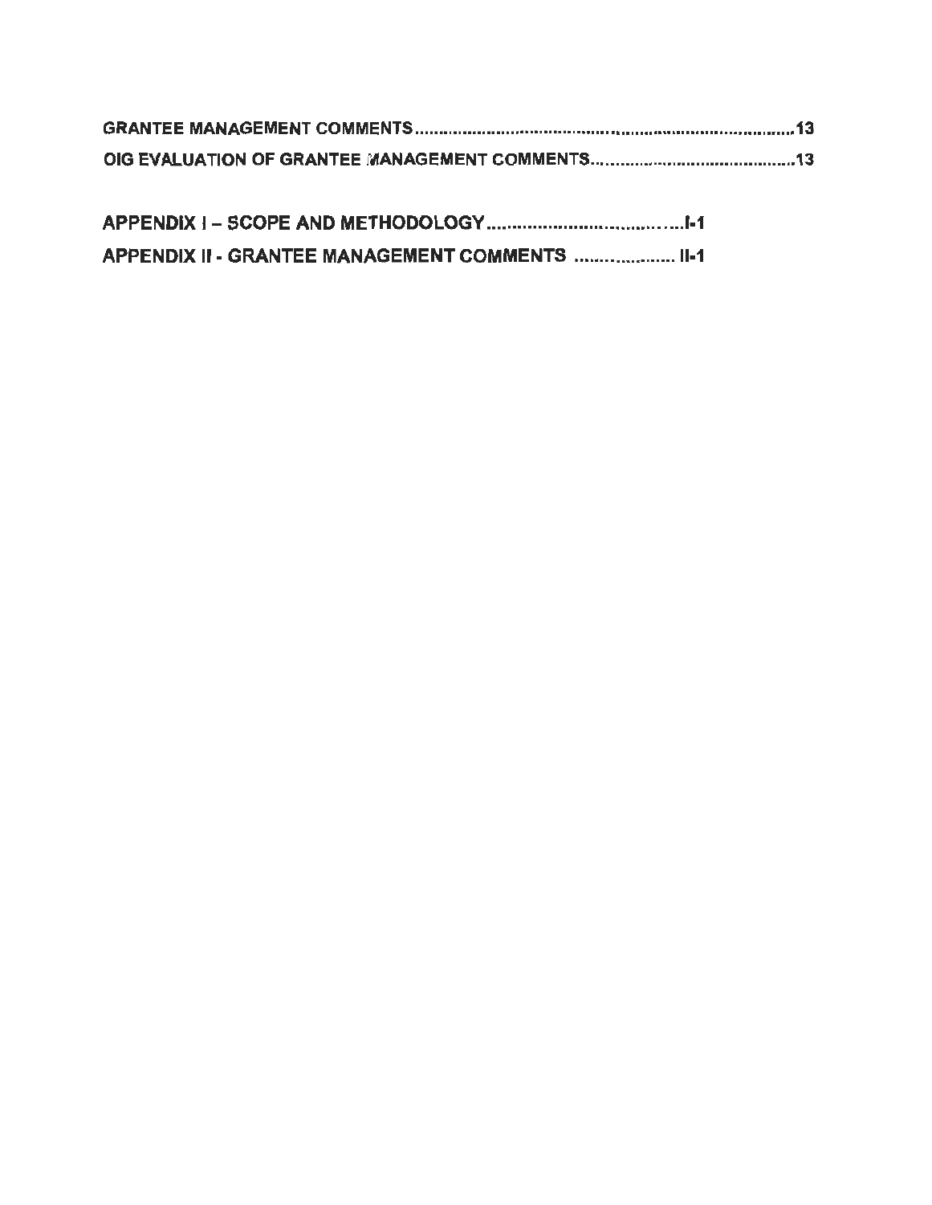GRANTEE MANAGEMENT COMMENTS.........................................................................13

OIG EVALUATION OF GRANTEE MANAGEMENT COMMENTS.......................................13

APPENDIX I – SCOPE AND METHODOLOGY.......................................I-1

APPENDIX II - GRANTEE MANAGEMENT COMMENTS .................... II-1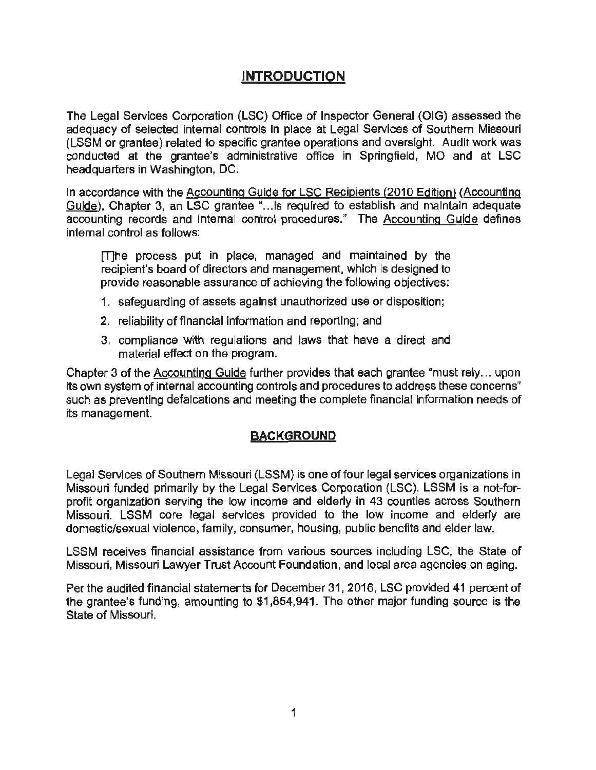## INTRODUCTION

The Legal Services Corporation (LSC) Office of Inspector General (OIG) assessed the adequacy of selected internal controls in place at Legal Services of Southern Missouri (LSSM or grantee) related to specific grantee operations and oversight. Audit work was conducted at the grantee's administrative office in Springfield, MO and at LSC headquarters in Washington, DC.

In accordance with the Accounting Guide for LSC Recipients (2010 Edition) (Accounting Guide), Chapter 3, an LSC grantee "...is required to establish and maintain adequate accounting records and internal control procedures." The Accounting Guide defines internal control as follows:

> [T]he process put in place, managed and maintained by the recipient's board of directors and management, which is designed to provide reasonable assurance of achieving the following objectives:
>
> 1. safeguarding of assets against unauthorized use or disposition;
> 2. reliability of financial information and reporting; and
> 3. compliance with regulations and laws that have a direct and material effect on the program.

Chapter 3 of the Accounting Guide further provides that each grantee "must rely... upon its own system of internal accounting controls and procedures to address these concerns" such as preventing defalcations and meeting the complete financial information needs of its management.

## BACKGROUND

Legal Services of Southern Missouri (LSSM) is one of four legal services organizations in Missouri funded primarily by the Legal Services Corporation (LSC). LSSM is a not-for-profit organization serving the low income and elderly in 43 counties across Southern Missouri. LSSM core legal services provided to the low income and elderly are domestic/sexual violence, family, consumer, housing, public benefits and elder law.

LSSM receives financial assistance from various sources including LSC, the State of Missouri, Missouri Lawyer Trust Account Foundation, and local area agencies on aging.

Per the audited financial statements for December 31, 2016, LSC provided 41 percent of the grantee's funding, amounting to $1,854,941. The other major funding source is the State of Missouri.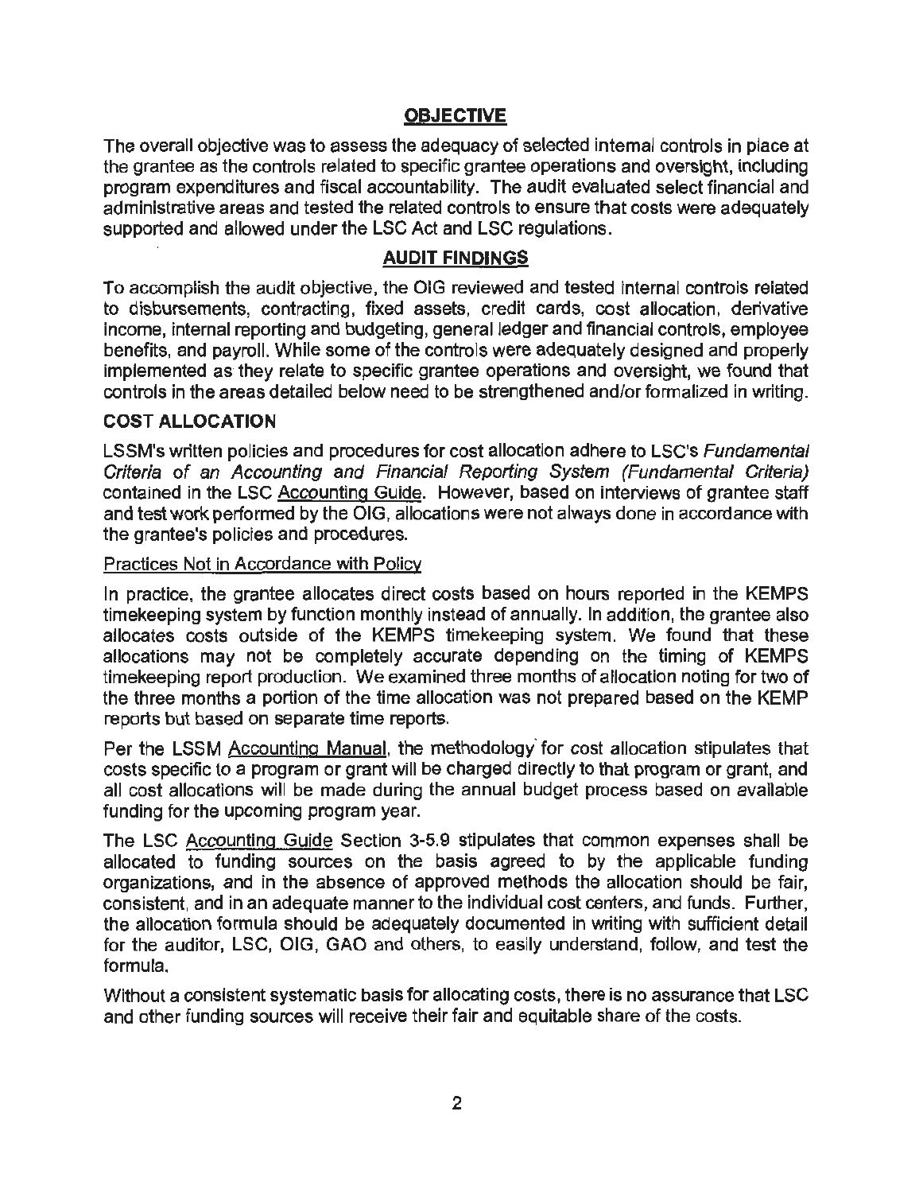## OBJECTIVE

The overall objective was to assess the adequacy of selected internal controls in place at the grantee as the controls related to specific grantee operations and oversight, including program expenditures and fiscal accountability. The audit evaluated select financial and administrative areas and tested the related controls to ensure that costs were adequately supported and allowed under the LSC Act and LSC regulations.

## AUDIT FINDINGS

To accomplish the audit objective, the OIG reviewed and tested internal controls related to disbursements, contracting, fixed assets, credit cards, cost allocation, derivative income, internal reporting and budgeting, general ledger and financial controls, employee benefits, and payroll. While some of the controls were adequately designed and properly implemented as they relate to specific grantee operations and oversight, we found that controls in the areas detailed below need to be strengthened and/or formalized in writing.

### COST ALLOCATION

LSSM's written policies and procedures for cost allocation adhere to LSC's *Fundamental Criteria of an Accounting and Financial Reporting System (Fundamental Criteria)* contained in the LSC Accounting Guide. However, based on interviews of grantee staff and test work performed by the OIG, allocations were not always done in accordance with the grantee's policies and procedures.

#### Practices Not in Accordance with Policy

In practice, the grantee allocates direct costs based on hours reported in the KEMPS timekeeping system by function monthly instead of annually. In addition, the grantee also allocates costs outside of the KEMPS timekeeping system. We found that these allocations may not be completely accurate depending on the timing of KEMPS timekeeping report production. We examined three months of allocation noting for two of the three months a portion of the time allocation was not prepared based on the KEMP reports but based on separate time reports.

Per the LSSM Accounting Manual, the methodology for cost allocation stipulates that costs specific to a program or grant will be charged directly to that program or grant, and all cost allocations will be made during the annual budget process based on available funding for the upcoming program year.

The LSC Accounting Guide Section 3-5.9 stipulates that common expenses shall be allocated to funding sources on the basis agreed to by the applicable funding organizations, and in the absence of approved methods the allocation should be fair, consistent, and in an adequate manner to the individual cost centers, and funds. Further, the allocation formula should be adequately documented in writing with sufficient detail for the auditor, LSC, OIG, GAO and others, to easily understand, follow, and test the formula.

Without a consistent systematic basis for allocating costs, there is no assurance that LSC and other funding sources will receive their fair and equitable share of the costs.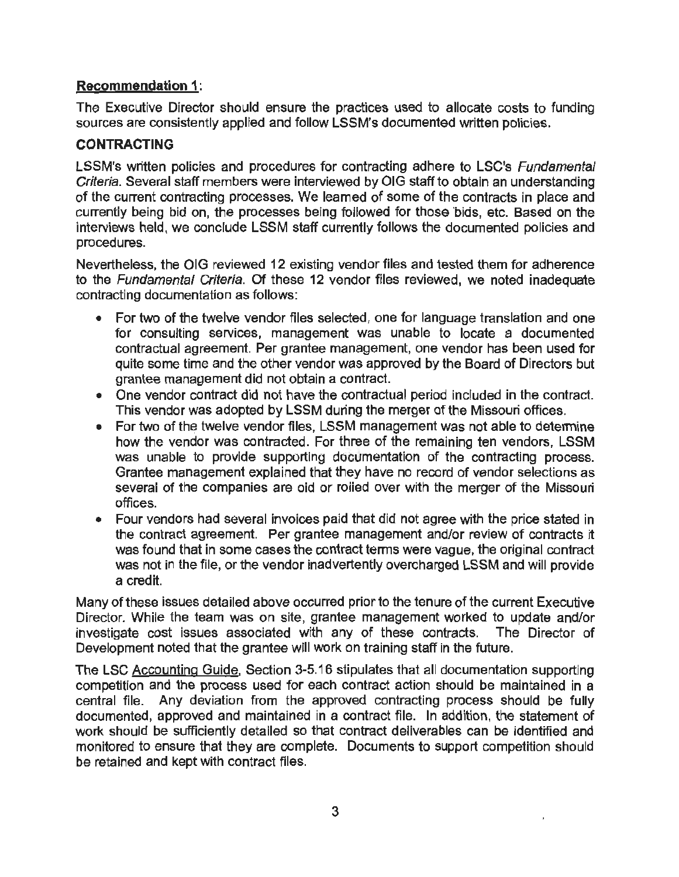**Recommendation 1:**

The Executive Director should ensure the practices used to allocate costs to funding sources are consistently applied and follow LSSM's documented written policies.

## CONTRACTING

LSSM's written policies and procedures for contracting adhere to LSC's *Fundamental Criteria*. Several staff members were interviewed by OIG staff to obtain an understanding of the current contracting processes. We learned of some of the contracts in place and currently being bid on, the processes being followed for those bids, etc. Based on the interviews held, we conclude LSSM staff currently follows the documented policies and procedures.

Nevertheless, the OIG reviewed 12 existing vendor files and tested them for adherence to the *Fundamental Criteria*. Of these 12 vendor files reviewed, we noted inadequate contracting documentation as follows:

- For two of the twelve vendor files selected, one for language translation and one for consulting services, management was unable to locate a documented contractual agreement. Per grantee management, one vendor has been used for quite some time and the other vendor was approved by the Board of Directors but grantee management did not obtain a contract.
- One vendor contract did not have the contractual period included in the contract. This vendor was adopted by LSSM during the merger of the Missouri offices.
- For two of the twelve vendor files, LSSM management was not able to determine how the vendor was contracted. For three of the remaining ten vendors, LSSM was unable to provide supporting documentation of the contracting process. Grantee management explained that they have no record of vendor selections as several of the companies are old or rolled over with the merger of the Missouri offices.
- Four vendors had several invoices paid that did not agree with the price stated in the contract agreement. Per grantee management and/or review of contracts it was found that in some cases the contract terms were vague, the original contract was not in the file, or the vendor inadvertently overcharged LSSM and will provide a credit.

Many of these issues detailed above occurred prior to the tenure of the current Executive Director. While the team was on site, grantee management worked to update and/or investigate cost issues associated with any of these contracts. The Director of Development noted that the grantee will work on training staff in the future.

The LSC Accounting Guide, Section 3-5.16 stipulates that all documentation supporting competition and the process used for each contract action should be maintained in a central file. Any deviation from the approved contracting process should be fully documented, approved and maintained in a contract file. In addition, the statement of work should be sufficiently detailed so that contract deliverables can be identified and monitored to ensure that they are complete. Documents to support competition should be retained and kept with contract files.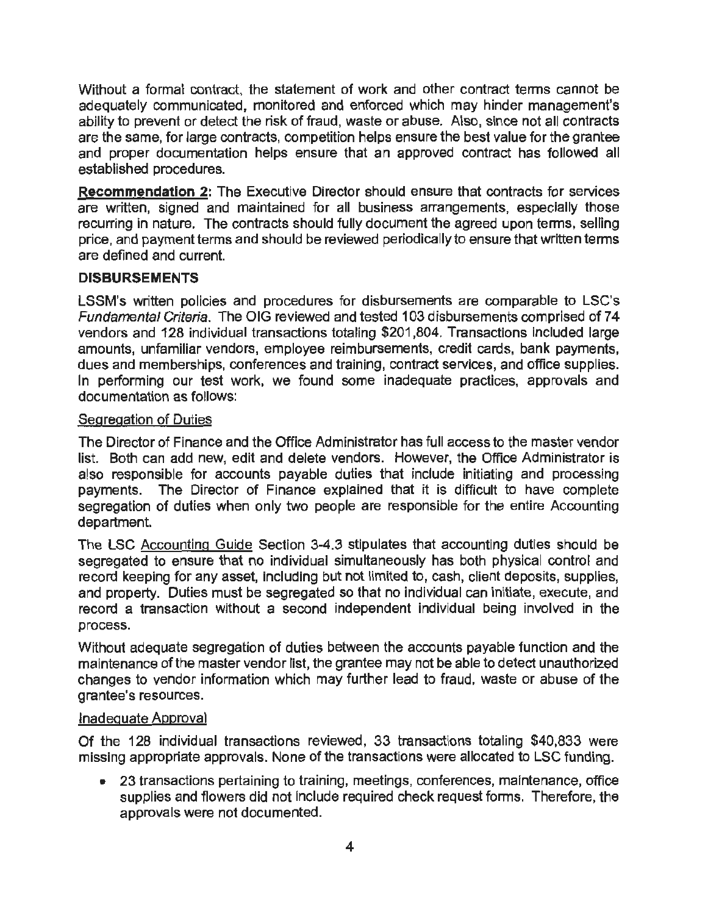Without a formal contract, the statement of work and other contract terms cannot be adequately communicated, monitored and enforced which may hinder management's ability to prevent or detect the risk of fraud, waste or abuse. Also, since not all contracts are the same, for large contracts, competition helps ensure the best value for the grantee and proper documentation helps ensure that an approved contract has followed all established procedures.

**Recommendation 2**: The Executive Director should ensure that contracts for services are written, signed and maintained for all business arrangements, especially those recurring in nature. The contracts should fully document the agreed upon terms, selling price, and payment terms and should be reviewed periodically to ensure that written terms are defined and current.

**DISBURSEMENTS**

LSSM's written policies and procedures for disbursements are comparable to LSC's *Fundamental Criteria*. The OIG reviewed and tested 103 disbursements comprised of 74 vendors and 128 individual transactions totaling $201,804. Transactions included large amounts, unfamiliar vendors, employee reimbursements, credit cards, bank payments, dues and memberships, conferences and training, contract services, and office supplies. In performing our test work, we found some inadequate practices, approvals and documentation as follows:

<u>Segregation of Duties</u>

The Director of Finance and the Office Administrator has full access to the master vendor list. Both can add new, edit and delete vendors. However, the Office Administrator is also responsible for accounts payable duties that include initiating and processing payments. The Director of Finance explained that it is difficult to have complete segregation of duties when only two people are responsible for the entire Accounting department.

The LSC <u>Accounting Guide</u> Section 3-4.3 stipulates that accounting duties should be segregated to ensure that no individual simultaneously has both physical control and record keeping for any asset, including but not limited to, cash, client deposits, supplies, and property. Duties must be segregated so that no individual can initiate, execute, and record a transaction without a second independent individual being involved in the process.

Without adequate segregation of duties between the accounts payable function and the maintenance of the master vendor list, the grantee may not be able to detect unauthorized changes to vendor information which may further lead to fraud, waste or abuse of the grantee's resources.

<u>Inadequate Approval</u>

Of the 128 individual transactions reviewed, 33 transactions totaling $40,833 were missing appropriate approvals. None of the transactions were allocated to LSC funding.

- 23 transactions pertaining to training, meetings, conferences, maintenance, office supplies and flowers did not include required check request forms. Therefore, the approvals were not documented.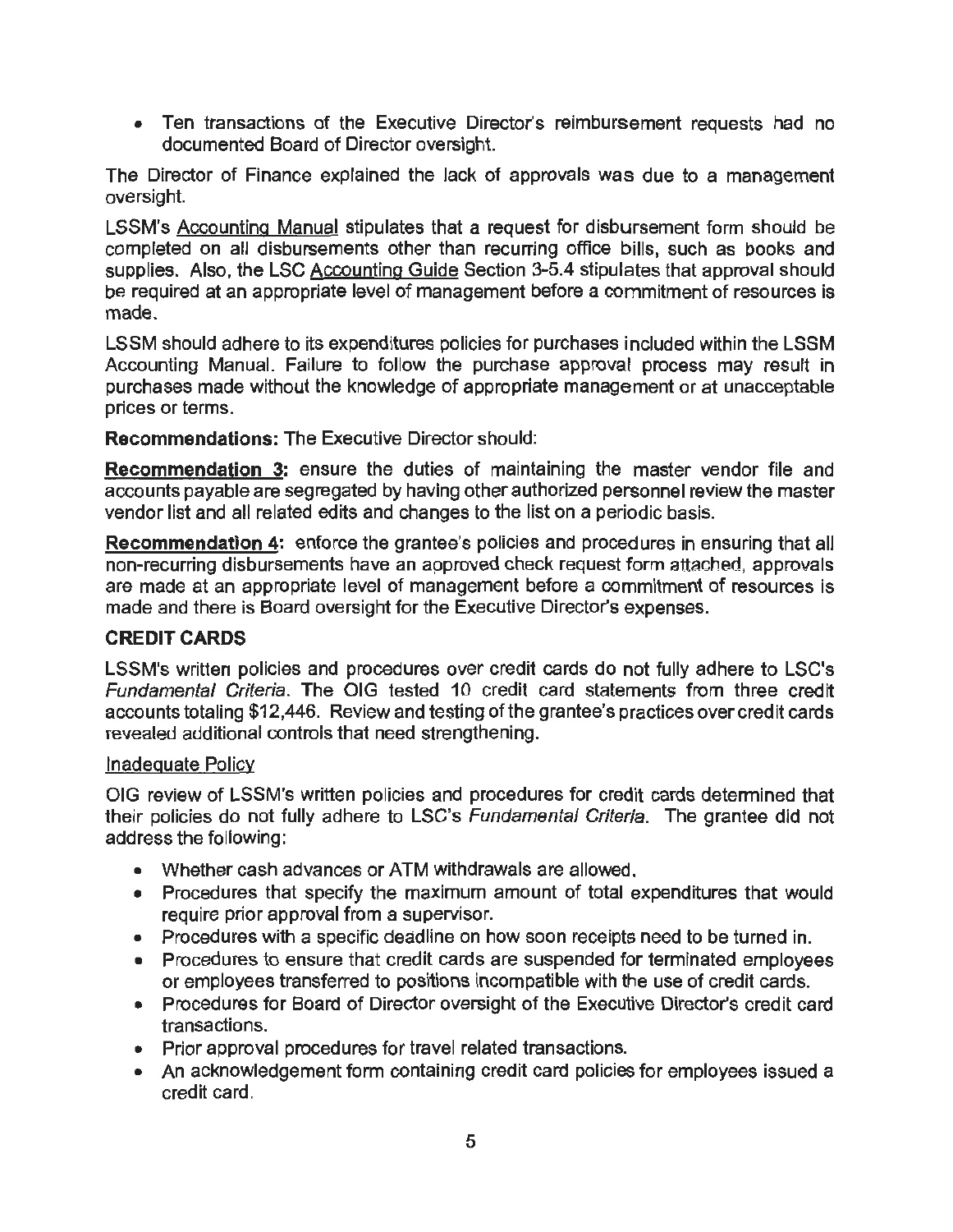- Ten transactions of the Executive Director's reimbursement requests had no documented Board of Director oversight.

The Director of Finance explained the lack of approvals was due to a management oversight.

LSSM's Accounting Manual stipulates that a request for disbursement form should be completed on all disbursements other than recurring office bills, such as books and supplies. Also, the LSC Accounting Guide Section 3-5.4 stipulates that approval should be required at an appropriate level of management before a commitment of resources is made.

LSSM should adhere to its expenditures policies for purchases included within the LSSM Accounting Manual. Failure to follow the purchase approval process may result in purchases made without the knowledge of appropriate management or at unacceptable prices or terms.

**Recommendations:** The Executive Director should:

**Recommendation 3:** ensure the duties of maintaining the master vendor file and accounts payable are segregated by having other authorized personnel review the master vendor list and all related edits and changes to the list on a periodic basis.

**Recommendation 4:** enforce the grantee's policies and procedures in ensuring that all non-recurring disbursements have an approved check request form attached, approvals are made at an appropriate level of management before a commitment of resources is made and there is Board oversight for the Executive Director's expenses.

## CREDIT CARDS

LSSM's written policies and procedures over credit cards do not fully adhere to LSC's *Fundamental Criteria*. The OIG tested 10 credit card statements from three credit accounts totaling $12,446. Review and testing of the grantee's practices over credit cards revealed additional controls that need strengthening.

### Inadequate Policy

OIG review of LSSM's written policies and procedures for credit cards determined that their policies do not fully adhere to LSC's *Fundamental Criteria*. The grantee did not address the following:

- Whether cash advances or ATM withdrawals are allowed.
- Procedures that specify the maximum amount of total expenditures that would require prior approval from a supervisor.
- Procedures with a specific deadline on how soon receipts need to be turned in.
- Procedures to ensure that credit cards are suspended for terminated employees or employees transferred to positions incompatible with the use of credit cards.
- Procedures for Board of Director oversight of the Executive Director's credit card transactions.
- Prior approval procedures for travel related transactions.
- An acknowledgement form containing credit card policies for employees issued a credit card.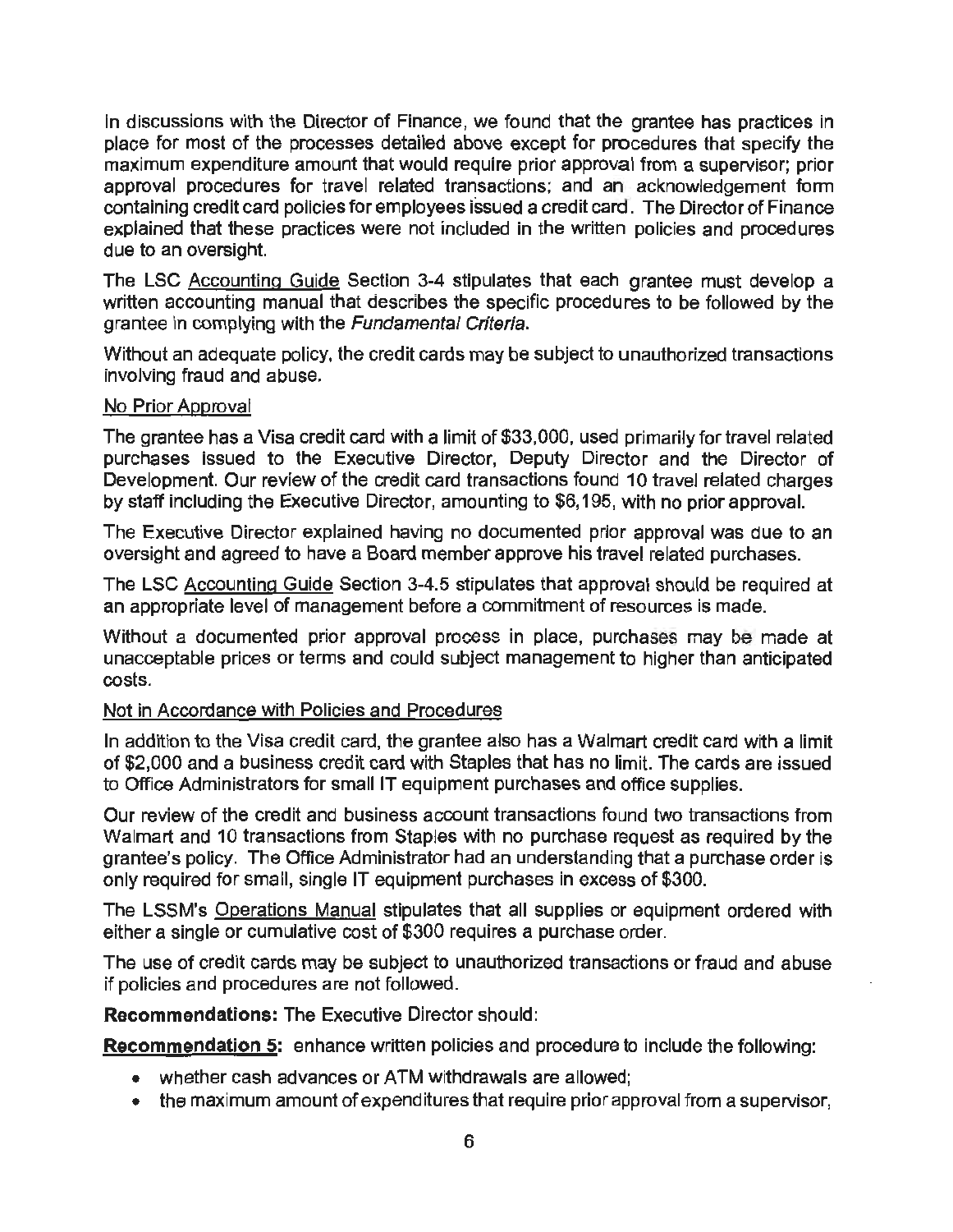In discussions with the Director of Finance, we found that the grantee has practices in place for most of the processes detailed above except for procedures that specify the maximum expenditure amount that would require prior approval from a supervisor; prior approval procedures for travel related transactions; and an acknowledgement form containing credit card policies for employees issued a credit card. The Director of Finance explained that these practices were not included in the written policies and procedures due to an oversight.

The LSC Accounting Guide Section 3-4 stipulates that each grantee must develop a written accounting manual that describes the specific procedures to be followed by the grantee in complying with the *Fundamental Criteria*.

Without an adequate policy, the credit cards may be subject to unauthorized transactions involving fraud and abuse.

No Prior Approval

The grantee has a Visa credit card with a limit of $33,000, used primarily for travel related purchases issued to the Executive Director, Deputy Director and the Director of Development. Our review of the credit card transactions found 10 travel related charges by staff including the Executive Director, amounting to $6,195, with no prior approval.

The Executive Director explained having no documented prior approval was due to an oversight and agreed to have a Board member approve his travel related purchases.

The LSC Accounting Guide Section 3-4.5 stipulates that approval should be required at an appropriate level of management before a commitment of resources is made.

Without a documented prior approval process in place, purchases may be made at unacceptable prices or terms and could subject management to higher than anticipated costs.

Not in Accordance with Policies and Procedures

In addition to the Visa credit card, the grantee also has a Walmart credit card with a limit of $2,000 and a business credit card with Staples that has no limit. The cards are issued to Office Administrators for small IT equipment purchases and office supplies.

Our review of the credit and business account transactions found two transactions from Walmart and 10 transactions from Staples with no purchase request as required by the grantee's policy. The Office Administrator had an understanding that a purchase order is only required for small, single IT equipment purchases in excess of $300.

The LSSM's Operations Manual stipulates that all supplies or equipment ordered with either a single or cumulative cost of $300 requires a purchase order.

The use of credit cards may be subject to unauthorized transactions or fraud and abuse if policies and procedures are not followed.

**Recommendations:** The Executive Director should:

**Recommendation 5:** enhance written policies and procedure to include the following:

- whether cash advances or ATM withdrawals are allowed;
- the maximum amount of expenditures that require prior approval from a supervisor,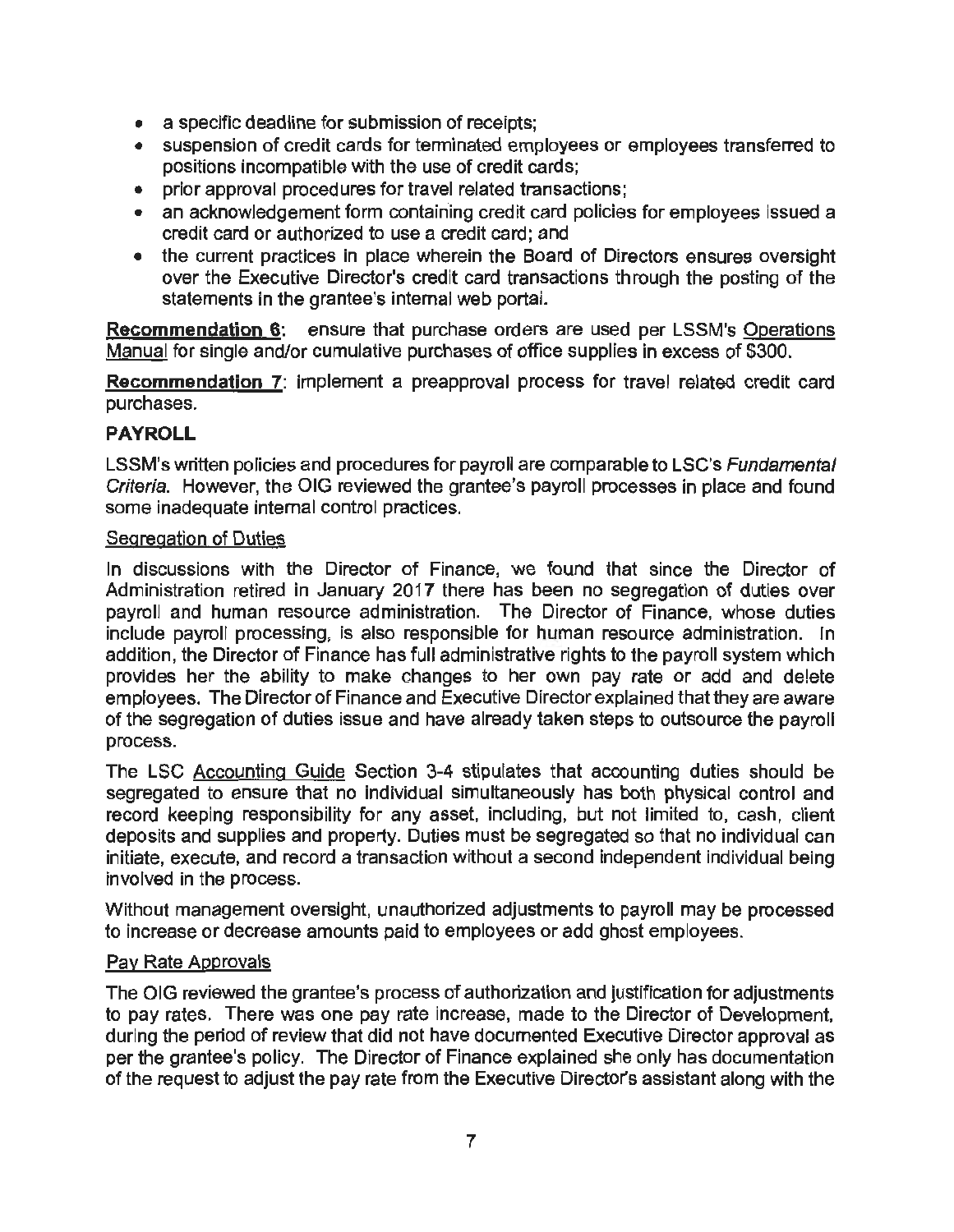- a specific deadline for submission of receipts;
- suspension of credit cards for terminated employees or employees transferred to positions incompatible with the use of credit cards;
- prior approval procedures for travel related transactions;
- an acknowledgement form containing credit card policies for employees issued a credit card or authorized to use a credit card; and
- the current practices in place wherein the Board of Directors ensures oversight over the Executive Director's credit card transactions through the posting of the statements in the grantee's internal web portal.

**Recommendation 6**: ensure that purchase orders are used per LSSM's Operations Manual for single and/or cumulative purchases of office supplies in excess of $300.

**Recommendation 7**: implement a preapproval process for travel related credit card purchases.

## PAYROLL

LSSM's written policies and procedures for payroll are comparable to LSC's *Fundamental Criteria*. However, the OIG reviewed the grantee's payroll processes in place and found some inadequate internal control practices.

### Segregation of Duties

In discussions with the Director of Finance, we found that since the Director of Administration retired in January 2017 there has been no segregation of duties over payroll and human resource administration. The Director of Finance, whose duties include payroll processing, is also responsible for human resource administration. In addition, the Director of Finance has full administrative rights to the payroll system which provides her the ability to make changes to her own pay rate or add and delete employees. The Director of Finance and Executive Director explained that they are aware of the segregation of duties issue and have already taken steps to outsource the payroll process.

The LSC Accounting Guide Section 3-4 stipulates that accounting duties should be segregated to ensure that no individual simultaneously has both physical control and record keeping responsibility for any asset, including, but not limited to, cash, client deposits and supplies and property. Duties must be segregated so that no individual can initiate, execute, and record a transaction without a second independent individual being involved in the process.

Without management oversight, unauthorized adjustments to payroll may be processed to increase or decrease amounts paid to employees or add ghost employees.

### Pay Rate Approvals

The OIG reviewed the grantee's process of authorization and justification for adjustments to pay rates. There was one pay rate increase, made to the Director of Development, during the period of review that did not have documented Executive Director approval as per the grantee's policy. The Director of Finance explained she only has documentation of the request to adjust the pay rate from the Executive Director's assistant along with the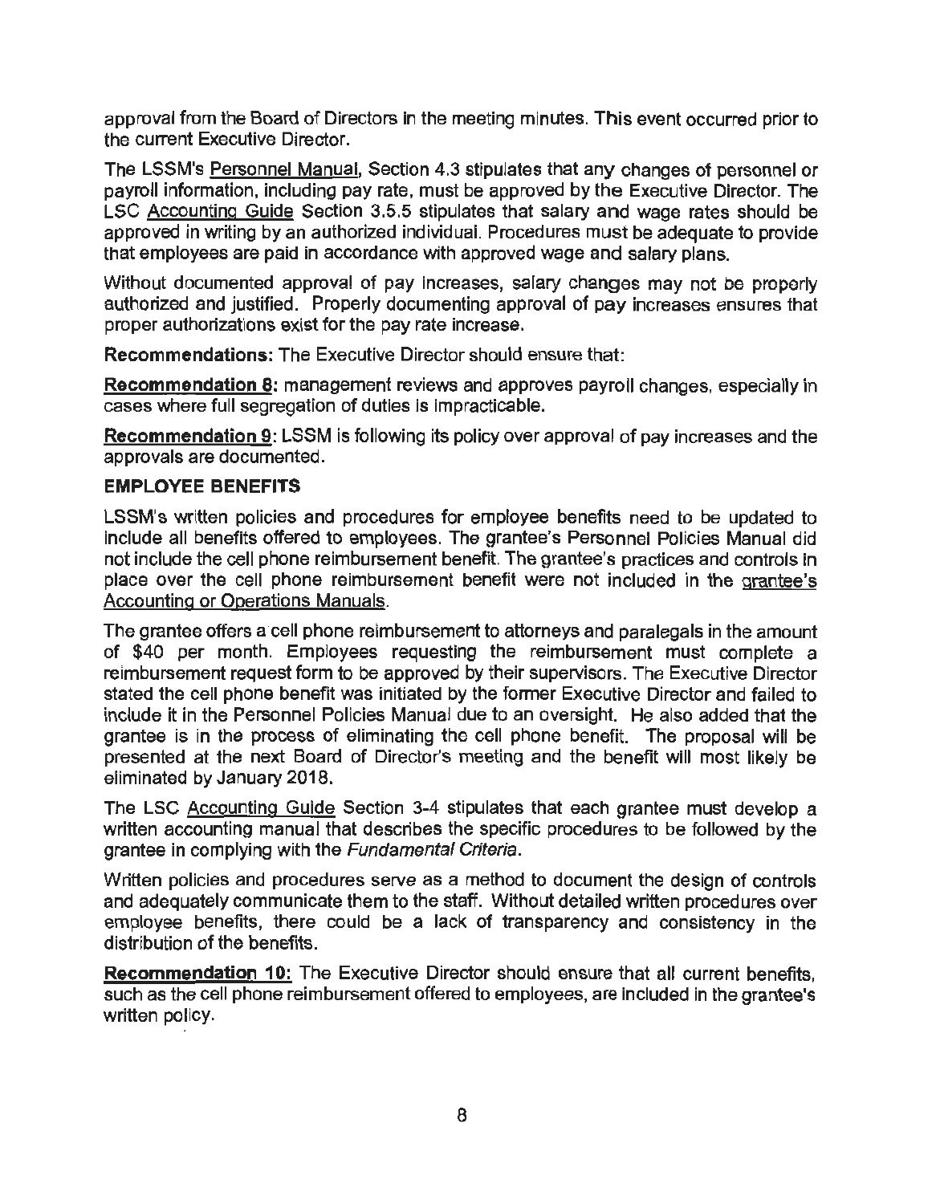approval from the Board of Directors in the meeting minutes. This event occurred prior to the current Executive Director.

The LSSM's Personnel Manual, Section 4.3 stipulates that any changes of personnel or payroll information, including pay rate, must be approved by the Executive Director. The LSC Accounting Guide Section 3.5.5 stipulates that salary and wage rates should be approved in writing by an authorized individual. Procedures must be adequate to provide that employees are paid in accordance with approved wage and salary plans.

Without documented approval of pay increases, salary changes may not be properly authorized and justified. Properly documenting approval of pay increases ensures that proper authorizations exist for the pay rate increase.

**Recommendations:** The Executive Director should ensure that:

**Recommendation 8:** management reviews and approves payroll changes, especially in cases where full segregation of duties is impracticable.

**Recommendation 9**: LSSM is following its policy over approval of pay increases and the approvals are documented.

**EMPLOYEE BENEFITS**

LSSM's written policies and procedures for employee benefits need to be updated to include all benefits offered to employees. The grantee's Personnel Policies Manual did not include the cell phone reimbursement benefit. The grantee's practices and controls in place over the cell phone reimbursement benefit were not included in the grantee's Accounting or Operations Manuals.

The grantee offers a cell phone reimbursement to attorneys and paralegals in the amount of $40 per month. Employees requesting the reimbursement must complete a reimbursement request form to be approved by their supervisors. The Executive Director stated the cell phone benefit was initiated by the former Executive Director and failed to include it in the Personnel Policies Manual due to an oversight. He also added that the grantee is in the process of eliminating the cell phone benefit. The proposal will be presented at the next Board of Director's meeting and the benefit will most likely be eliminated by January 2018.

The LSC Accounting Guide Section 3-4 stipulates that each grantee must develop a written accounting manual that describes the specific procedures to be followed by the grantee in complying with the *Fundamental Criteria*.

Written policies and procedures serve as a method to document the design of controls and adequately communicate them to the staff. Without detailed written procedures over employee benefits, there could be a lack of transparency and consistency in the distribution of the benefits.

**Recommendation 10:** The Executive Director should ensure that all current benefits, such as the cell phone reimbursement offered to employees, are included in the grantee's written policy.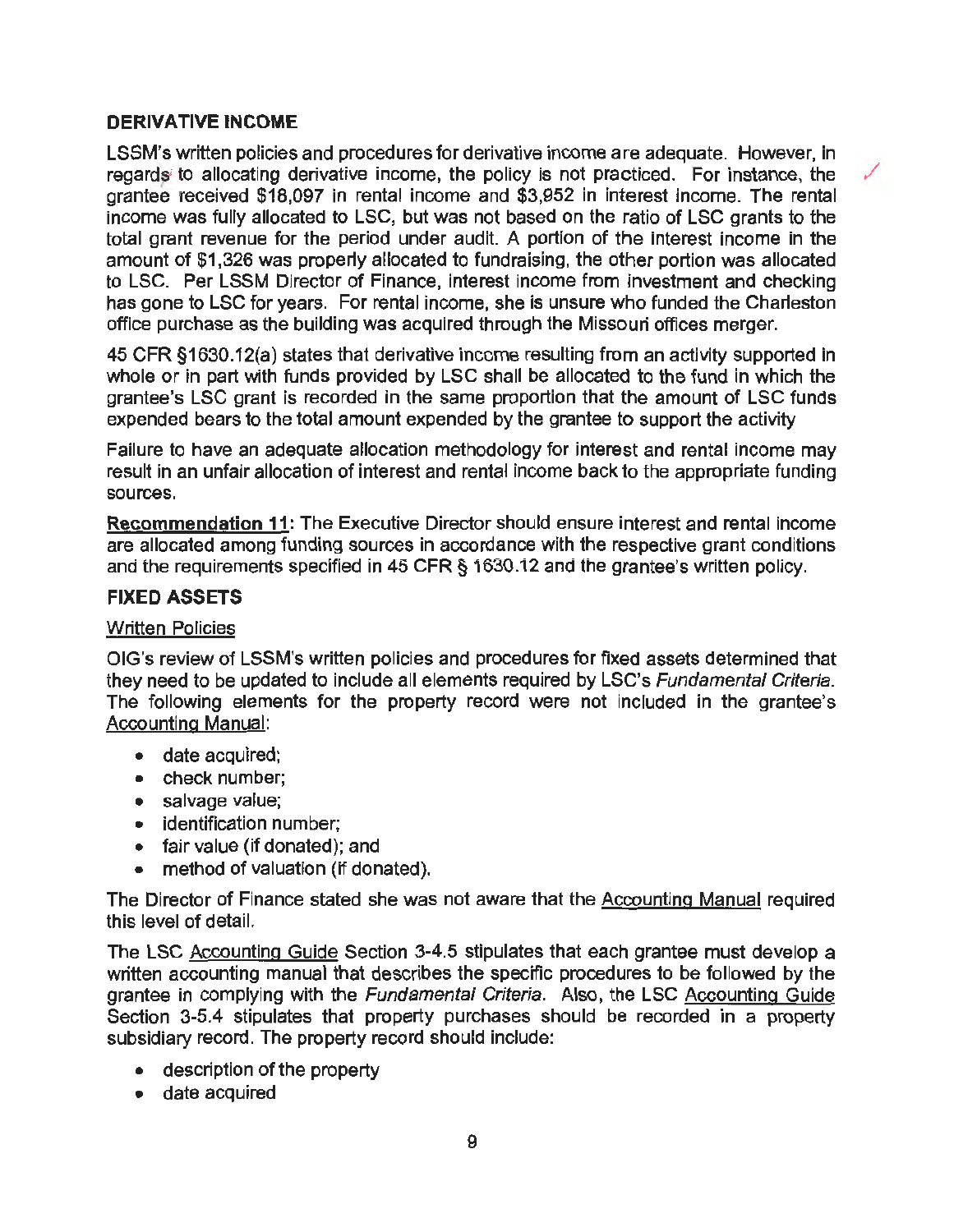## DERIVATIVE INCOME

LSSM's written policies and procedures for derivative income are adequate. However, in regards to allocating derivative income, the policy is not practiced. For instance, the grantee received $18,097 in rental income and $3,952 in interest income. The rental income was fully allocated to LSC, but was not based on the ratio of LSC grants to the total grant revenue for the period under audit. A portion of the interest income in the amount of $1,326 was properly allocated to fundraising, the other portion was allocated to LSC. Per LSSM Director of Finance, interest income from investment and checking has gone to LSC for years. For rental income, she is unsure who funded the Charleston office purchase as the building was acquired through the Missouri offices merger.

45 CFR §1630.12(a) states that derivative income resulting from an activity supported in whole or in part with funds provided by LSC shall be allocated to the fund in which the grantee's LSC grant is recorded in the same proportion that the amount of LSC funds expended bears to the total amount expended by the grantee to support the activity

Failure to have an adequate allocation methodology for interest and rental income may result in an unfair allocation of interest and rental income back to the appropriate funding sources.

**Recommendation 11**: The Executive Director should ensure interest and rental income are allocated among funding sources in accordance with the respective grant conditions and the requirements specified in 45 CFR § 1630.12 and the grantee's written policy.

## FIXED ASSETS

Written Policies

OIG's review of LSSM's written policies and procedures for fixed assets determined that they need to be updated to include all elements required by LSC's *Fundamental Criteria*. The following elements for the property record were not included in the grantee's Accounting Manual:

- date acquired;
- check number;
- salvage value;
- identification number;
- fair value (if donated); and
- method of valuation (if donated).

The Director of Finance stated she was not aware that the Accounting Manual required this level of detail.

The LSC Accounting Guide Section 3-4.5 stipulates that each grantee must develop a written accounting manual that describes the specific procedures to be followed by the grantee in complying with the *Fundamental Criteria*. Also, the LSC Accounting Guide Section 3-5.4 stipulates that property purchases should be recorded in a property subsidiary record. The property record should include:

- description of the property
- date acquired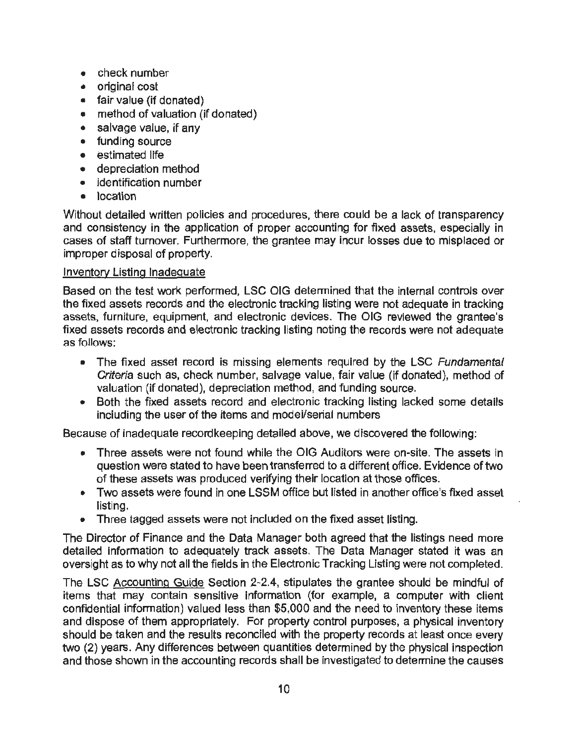- check number
- original cost
- fair value (if donated)
- method of valuation (if donated)
- salvage value, if any
- funding source
- estimated life
- depreciation method
- identification number
- location

Without detailed written policies and procedures, there could be a lack of transparency and consistency in the application of proper accounting for fixed assets, especially in cases of staff turnover. Furthermore, the grantee may incur losses due to misplaced or improper disposal of property.

<u>Inventory Listing Inadequate</u>

Based on the test work performed, LSC OIG determined that the internal controls over the fixed assets records and the electronic tracking listing were not adequate in tracking assets, furniture, equipment, and electronic devices. The OIG reviewed the grantee's fixed assets records and electronic tracking listing noting the records were not adequate as follows:

- The fixed asset record is missing elements required by the LSC *Fundamental Criteria* such as, check number, salvage value, fair value (if donated), method of valuation (if donated), depreciation method, and funding source.
- Both the fixed assets record and electronic tracking listing lacked some details including the user of the items and model/serial numbers

Because of inadequate recordkeeping detailed above, we discovered the following:

- Three assets were not found while the OIG Auditors were on-site. The assets in question were stated to have been transferred to a different office. Evidence of two of these assets was produced verifying their location at those offices.
- Two assets were found in one LSSM office but listed in another office's fixed asset listing.
- Three tagged assets were not included on the fixed asset listing.

The Director of Finance and the Data Manager both agreed that the listings need more detailed information to adequately track assets. The Data Manager stated it was an oversight as to why not all the fields in the Electronic Tracking Listing were not completed.

The LSC <u>Accounting Guide</u> Section 2-2.4, stipulates the grantee should be mindful of items that may contain sensitive information (for example, a computer with client confidential information) valued less than $5,000 and the need to inventory these items and dispose of them appropriately. For property control purposes, a physical inventory should be taken and the results reconciled with the property records at least once every two (2) years. Any differences between quantities determined by the physical inspection and those shown in the accounting records shall be investigated to determine the causes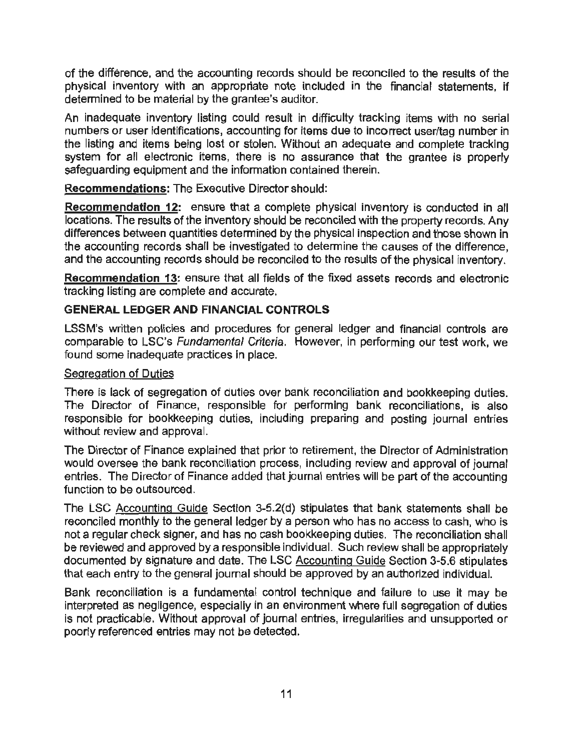of the difference, and the accounting records should be reconciled to the results of the physical inventory with an appropriate note included in the financial statements, if determined to be material by the grantee's auditor.

An inadequate inventory listing could result in difficulty tracking items with no serial numbers or user identifications, accounting for items due to incorrect user/tag number in the listing and items being lost or stolen. Without an adequate and complete tracking system for all electronic items, there is no assurance that the grantee is properly safeguarding equipment and the information contained therein.

**Recommendations:** The Executive Director should:

**Recommendation 12:** ensure that a complete physical inventory is conducted in all locations. The results of the inventory should be reconciled with the property records. Any differences between quantities determined by the physical inspection and those shown in the accounting records shall be investigated to determine the causes of the difference, and the accounting records should be reconciled to the results of the physical inventory.

**Recommendation 13:** ensure that all fields of the fixed assets records and electronic tracking listing are complete and accurate.

**GENERAL LEDGER AND FINANCIAL CONTROLS**

LSSM's written policies and procedures for general ledger and financial controls are comparable to LSC's *Fundamental Criteria*. However, in performing our test work, we found some inadequate practices in place.

Segregation of Duties

There is lack of segregation of duties over bank reconciliation and bookkeeping duties. The Director of Finance, responsible for performing bank reconciliations, is also responsible for bookkeeping duties, including preparing and posting journal entries without review and approval.

The Director of Finance explained that prior to retirement, the Director of Administration would oversee the bank reconciliation process, including review and approval of journal entries. The Director of Finance added that journal entries will be part of the accounting function to be outsourced.

The LSC Accounting Guide Section 3-5.2(d) stipulates that bank statements shall be reconciled monthly to the general ledger by a person who has no access to cash, who is not a regular check signer, and has no cash bookkeeping duties. The reconciliation shall be reviewed and approved by a responsible individual. Such review shall be appropriately documented by signature and date. The LSC Accounting Guide Section 3-5.6 stipulates that each entry to the general journal should be approved by an authorized individual.

Bank reconciliation is a fundamental control technique and failure to use it may be interpreted as negligence, especially in an environment where full segregation of duties is not practicable. Without approval of journal entries, irregularities and unsupported or poorly referenced entries may not be detected.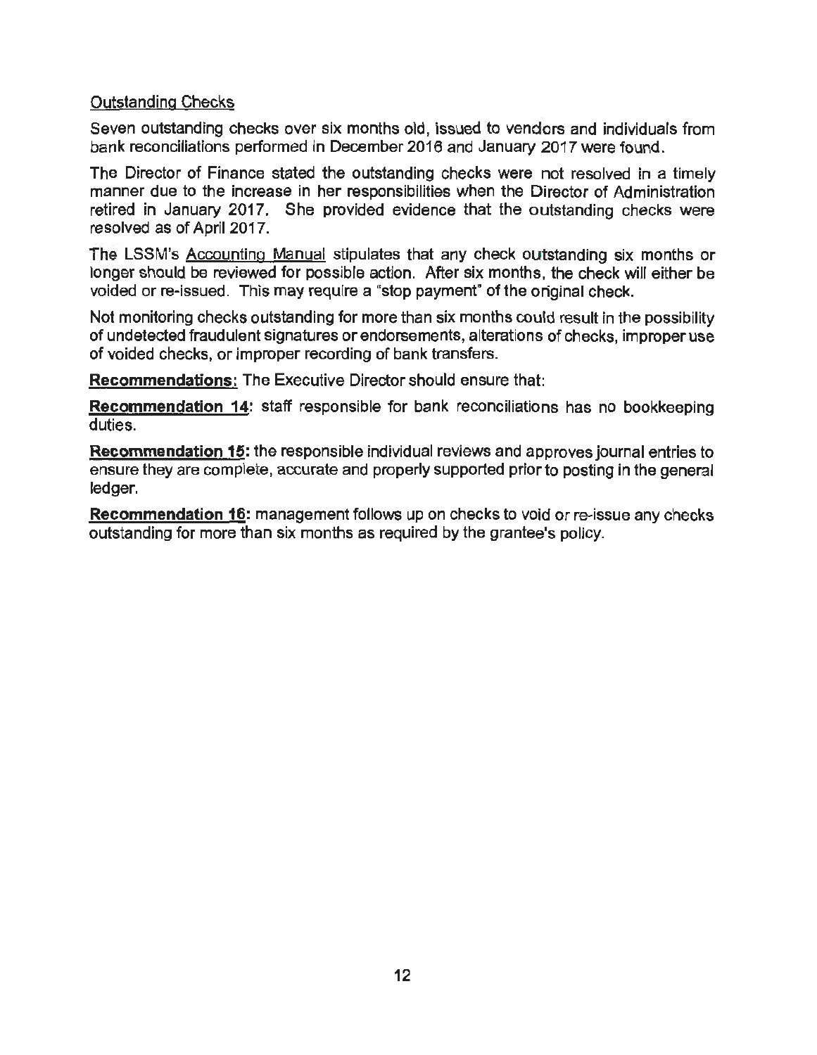Outstanding Checks

Seven outstanding checks over six months old, issued to vendors and individuals from bank reconciliations performed in December 2016 and January 2017 were found.

The Director of Finance stated the outstanding checks were not resolved in a timely manner due to the increase in her responsibilities when the Director of Administration retired in January 2017. She provided evidence that the outstanding checks were resolved as of April 2017.

The LSSM's Accounting Manual stipulates that any check outstanding six months or longer should be reviewed for possible action. After six months, the check will either be voided or re-issued. This may require a "stop payment" of the original check.

Not monitoring checks outstanding for more than six months could result in the possibility of undetected fraudulent signatures or endorsements, alterations of checks, improper use of voided checks, or improper recording of bank transfers.

**Recommendations:** The Executive Director should ensure that:

**Recommendation 14**: staff responsible for bank reconciliations has no bookkeeping duties.

**Recommendation 15:** the responsible individual reviews and approves journal entries to ensure they are complete, accurate and properly supported prior to posting in the general ledger.

**Recommendation 16:** management follows up on checks to void or re-issue any checks outstanding for more than six months as required by the grantee's policy.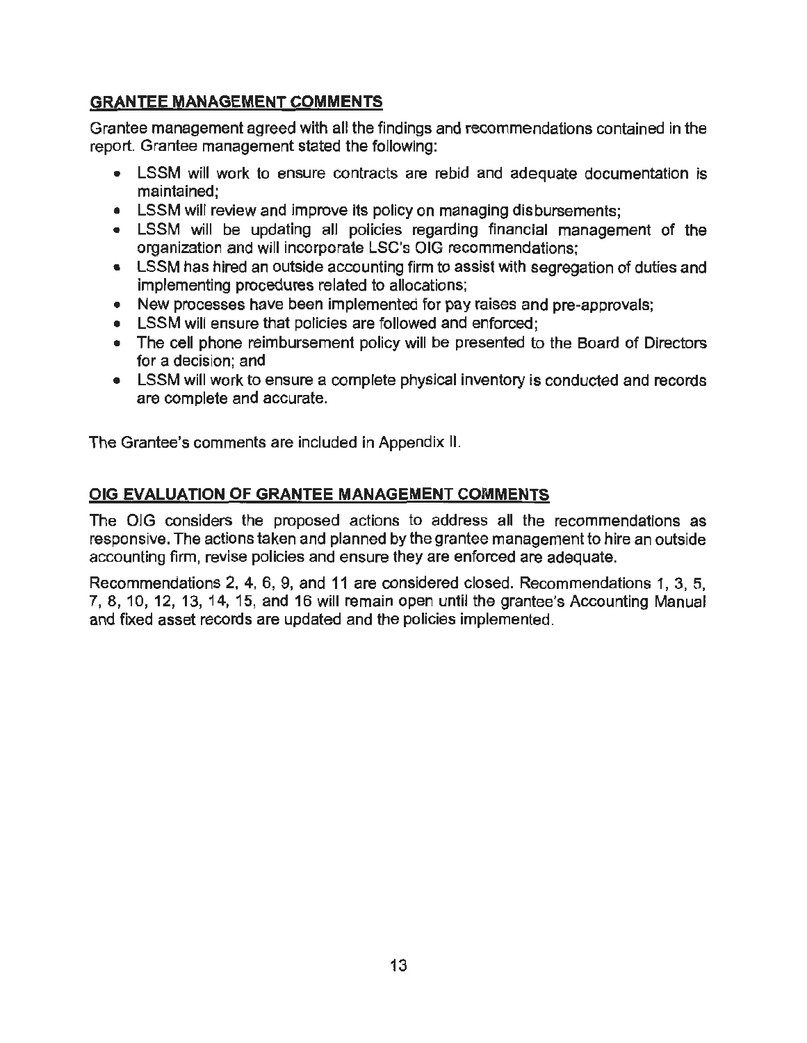## GRANTEE MANAGEMENT COMMENTS

Grantee management agreed with all the findings and recommendations contained in the report. Grantee management stated the following:

- LSSM will work to ensure contracts are rebid and adequate documentation is maintained;
- LSSM will review and improve its policy on managing disbursements;
- LSSM will be updating all policies regarding financial management of the organization and will incorporate LSC's OIG recommendations;
- LSSM has hired an outside accounting firm to assist with segregation of duties and implementing procedures related to allocations;
- New processes have been implemented for pay raises and pre-approvals;
- LSSM will ensure that policies are followed and enforced;
- The cell phone reimbursement policy will be presented to the Board of Directors for a decision; and
- LSSM will work to ensure a complete physical inventory is conducted and records are complete and accurate.

The Grantee's comments are included in Appendix II.

## OIG EVALUATION OF GRANTEE MANAGEMENT COMMENTS

The OIG considers the proposed actions to address all the recommendations as responsive. The actions taken and planned by the grantee management to hire an outside accounting firm, revise policies and ensure they are enforced are adequate.

Recommendations 2, 4, 6, 9, and 11 are considered closed. Recommendations 1, 3, 5, 7, 8, 10, 12, 13, 14, 15, and 16 will remain open until the grantee's Accounting Manual and fixed asset records are updated and the policies implemented.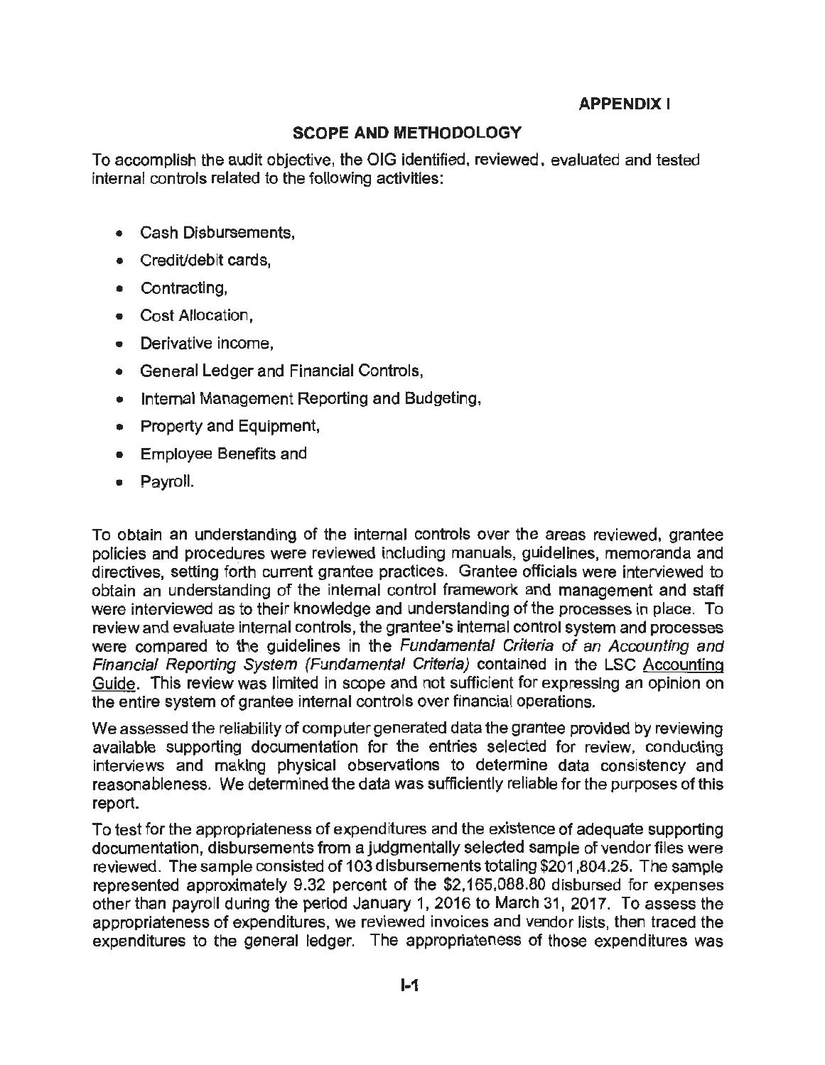**APPENDIX I**

## SCOPE AND METHODOLOGY

To accomplish the audit objective, the OIG identified, reviewed, evaluated and tested internal controls related to the following activities:

- Cash Disbursements,
- Credit/debit cards,
- Contracting,
- Cost Allocation,
- Derivative income,
- General Ledger and Financial Controls,
- Internal Management Reporting and Budgeting,
- Property and Equipment,
- Employee Benefits and
- Payroll.

To obtain an understanding of the internal controls over the areas reviewed, grantee policies and procedures were reviewed including manuals, guidelines, memoranda and directives, setting forth current grantee practices. Grantee officials were interviewed to obtain an understanding of the internal control framework and management and staff were interviewed as to their knowledge and understanding of the processes in place. To review and evaluate internal controls, the grantee's internal control system and processes were compared to the guidelines in the *Fundamental Criteria of an Accounting and Financial Reporting System (Fundamental Criteria)* contained in the LSC Accounting Guide. This review was limited in scope and not sufficient for expressing an opinion on the entire system of grantee internal controls over financial operations.

We assessed the reliability of computer generated data the grantee provided by reviewing available supporting documentation for the entries selected for review, conducting interviews and making physical observations to determine data consistency and reasonableness. We determined the data was sufficiently reliable for the purposes of this report.

To test for the appropriateness of expenditures and the existence of adequate supporting documentation, disbursements from a judgmentally selected sample of vendor files were reviewed. The sample consisted of 103 disbursements totaling $201,804.25. The sample represented approximately 9.32 percent of the $2,165,088.80 disbursed for expenses other than payroll during the period January 1, 2016 to March 31, 2017. To assess the appropriateness of expenditures, we reviewed invoices and vendor lists, then traced the expenditures to the general ledger. The appropriateness of those expenditures was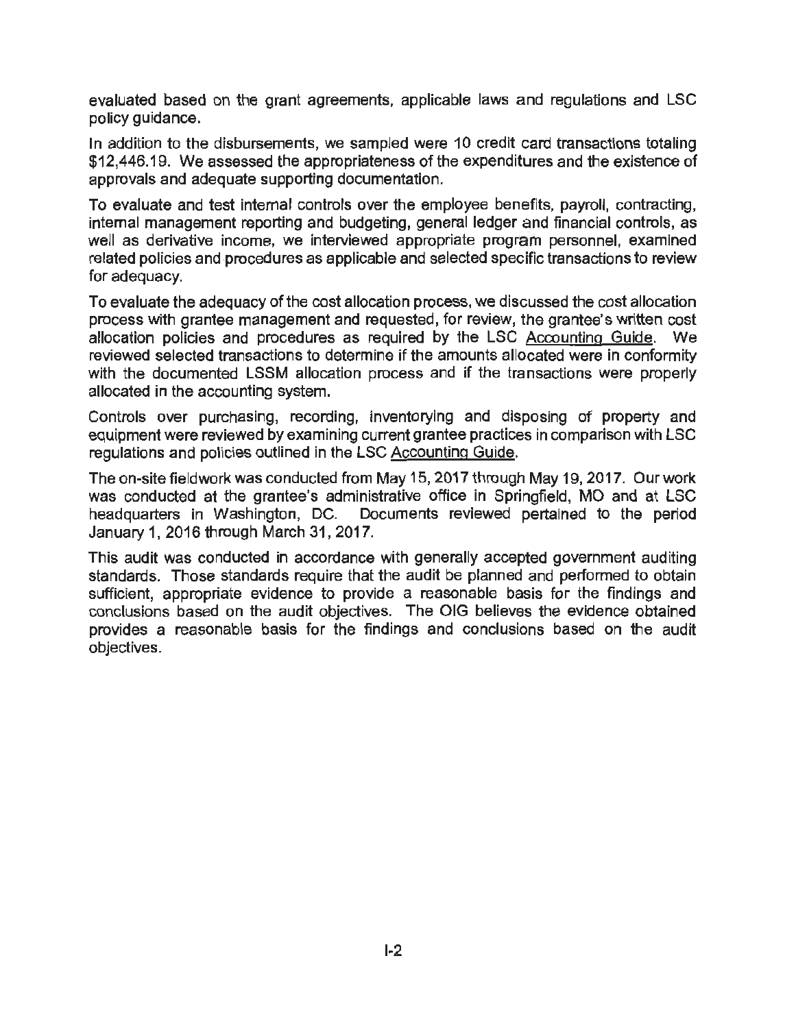evaluated based on the grant agreements, applicable laws and regulations and LSC policy guidance.

In addition to the disbursements, we sampled were 10 credit card transactions totaling $12,446.19. We assessed the appropriateness of the expenditures and the existence of approvals and adequate supporting documentation.

To evaluate and test internal controls over the employee benefits, payroll, contracting, internal management reporting and budgeting, general ledger and financial controls, as well as derivative income, we interviewed appropriate program personnel, examined related policies and procedures as applicable and selected specific transactions to review for adequacy.

To evaluate the adequacy of the cost allocation process, we discussed the cost allocation process with grantee management and requested, for review, the grantee's written cost allocation policies and procedures as required by the LSC Accounting Guide. We reviewed selected transactions to determine if the amounts allocated were in conformity with the documented LSSM allocation process and if the transactions were properly allocated in the accounting system.

Controls over purchasing, recording, inventorying and disposing of property and equipment were reviewed by examining current grantee practices in comparison with LSC regulations and policies outlined in the LSC Accounting Guide.

The on-site fieldwork was conducted from May 15, 2017 through May 19, 2017. Our work was conducted at the grantee's administrative office in Springfield, MO and at LSC headquarters in Washington, DC. Documents reviewed pertained to the period January 1, 2016 through March 31, 2017.

This audit was conducted in accordance with generally accepted government auditing standards. Those standards require that the audit be planned and performed to obtain sufficient, appropriate evidence to provide a reasonable basis for the findings and conclusions based on the audit objectives. The OIG believes the evidence obtained provides a reasonable basis for the findings and conclusions based on the audit objectives.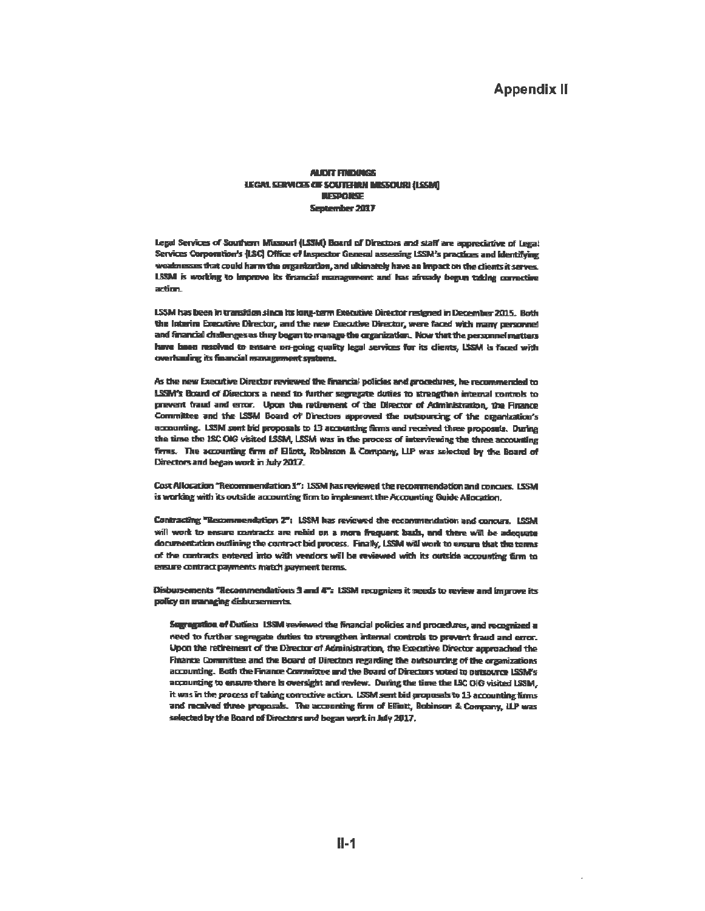# Appendix II

**AUDIT FINDINGS**
**LEGAL SERVICES OF SOUTHERN MISSOURI (LSSM)**
**RESPONSE**
**September 2017**

Legal Services of Southern Missouri (LSSM) Board of Directors and staff are appreciative of Legal Services Corporation's (LSC) Office of Inspector General assessing LSSM's practices and identifying weaknesses that could harm the organization, and ultimately have an impact on the clients it serves. LSSM is working to improve its financial management and has already begun taking corrective action.

LSSM has been in transition since its long-term Executive Director resigned in December 2015. Both the Interim Executive Director, and the new Executive Director, were faced with many personnel and financial challenges as they began to manage the organization. Now that the personnel matters have been resolved to ensure on-going quality legal services for its clients, LSSM is faced with overhauling its financial management systems.

As the new Executive Director reviewed the financial policies and procedures, he recommended to LSSM's Board of Directors a need to further segregate duties to strengthen internal controls to prevent fraud and error. Upon the retirement of the Director of Administration, the Finance Committee and the LSSM Board of Directors approved the outsourcing of the organization's accounting. LSSM sent bid proposals to 13 accounting firms and received three proposals. During the time the LSC OIG visited LSSM, LSSM was in the process of interviewing the three accounting firms. The accounting firm of Elliott, Robinson & Company, LLP was selected by the Board of Directors and began work in July 2017.

Cost Allocation "Recommendation 1": LSSM has reviewed the recommendation and concurs. LSSM is working with its outside accounting firm to implement the Accounting Guide Allocation.

Contracting "Recommendation 2": LSSM has reviewed the recommendation and concurs. LSSM will work to ensure contracts are rebid on a more frequent basis, and there will be adequate documentation outlining the contract bid process. Finally, LSSM will work to ensure that the terms of the contracts entered into with vendors will be reviewed with its outside accounting firm to ensure contract payments match payment terms.

Disbursements "Recommendations 3 and 4": LSSM recognizes it needs to review and improve its policy on managing disbursements.

> **Segregation of Duties:** LSSM reviewed the financial policies and procedures, and recognized a need to further segregate duties to strengthen internal controls to prevent fraud and error. Upon the retirement of the Director of Administration, the Executive Director approached the Finance Committee and the Board of Directors regarding the outsourcing of the organizations accounting. Both the Finance Committee and the Board of Directors voted to outsource LSSM's accounting to ensure there is oversight and review. During the time the LSC OIG visited LSSM, it was in the process of taking corrective action. LSSM sent bid proposals to 13 accounting firms and received three proposals. The accounting firm of Elliott, Robinson & Company, LLP was selected by the Board of Directors and began work in July 2017.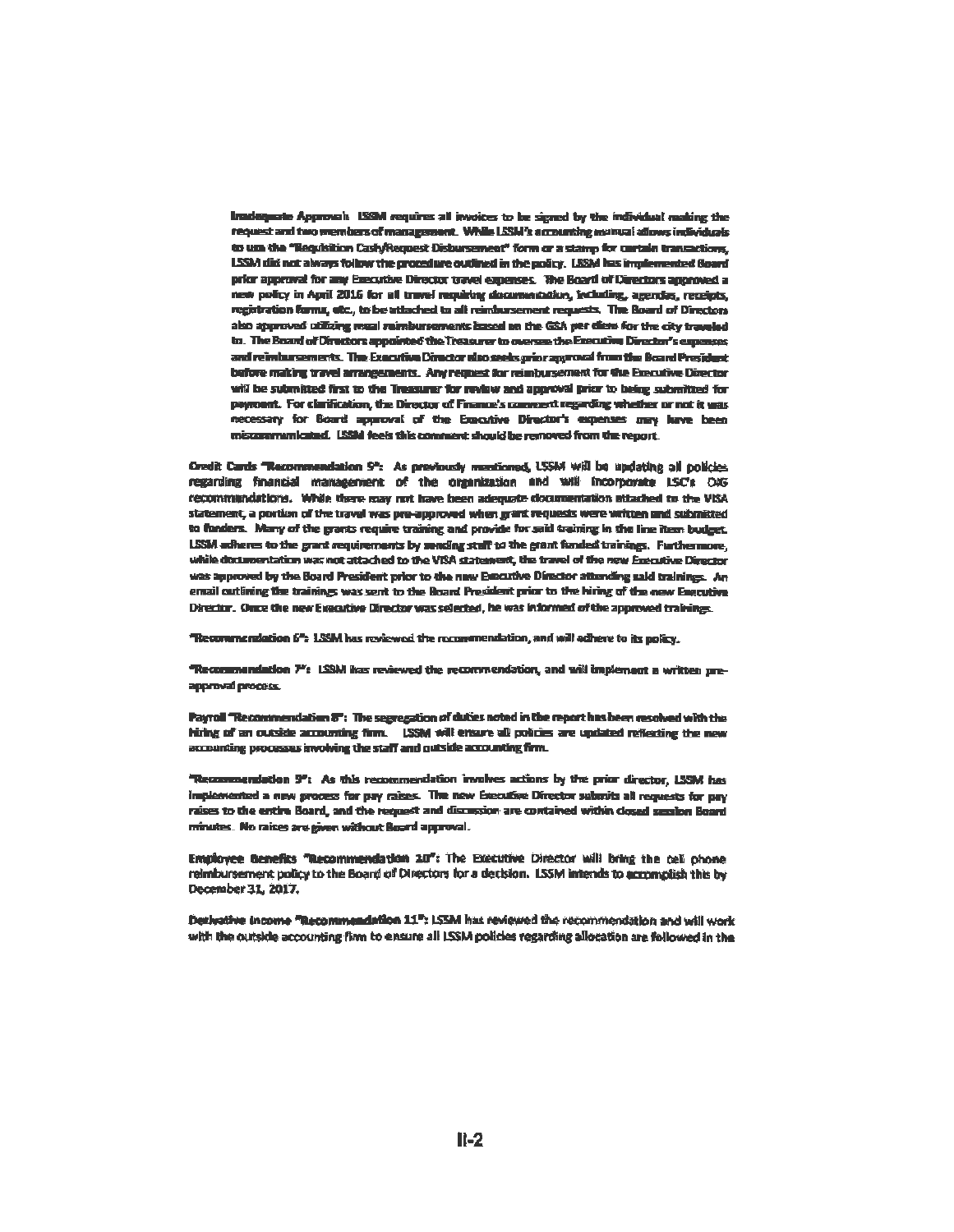**Inadequate Approvals**: LSSM requires all invoices to be signed by the individual making the request and two members of management. While LSSM's accounting manual allows individuals to use the "Requisition Cash/Request Disbursement" form or a stamp for certain transactions, LSSM did not always follow the procedure outlined in the policy. LSSM has implemented Board prior approval for any Executive Director travel expenses. The Board of Directors approved a new policy in April 2016 for all travel requiring documentation, including, agendas, receipts, registration forms, etc., to be attached to all reimbursement requests. The Board of Directors also approved utilizing meal reimbursements based on the GSA per diem for the city traveled to. The Board of Directors appointed the Treasurer to oversee the Executive Director's expenses and reimbursements. The Executive Director also seeks prior approval from the Board President before making travel arrangements. Any request for reimbursement for the Executive Director will be submitted first to the Treasurer for review and approval prior to being submitted for payment. For clarification, the Director of Finance's comment regarding whether or not it was necessary for Board approval of the Executive Director's expenses may have been miscommunicated. LSSM feels this comment should be removed from the report.

**Credit Cards "Recommendation 5"**: As previously mentioned, LSSM will be updating all policies regarding financial management of the organization and will incorporate LSC's OIG recommendations. While there may not have been adequate documentation attached to the VISA statement, a portion of the travel was pre-approved when grant requests were written and submitted to funders. Many of the grants require training and provide for said training in the line item budget. LSSM adheres to the grant requirements by sending staff to the grant funded trainings. Furthermore, while documentation was not attached to the VISA statement, the travel of the new Executive Director was approved by the Board President prior to the new Executive Director attending said trainings. An email outlining the trainings was sent to the Board President prior to the hiring of the new Executive Director. Once the new Executive Director was selected, he was informed of the approved trainings.

**"Recommendation 6"**: LSSM has reviewed the recommendation, and will adhere to its policy.

**"Recommendation 7"**: LSSM has reviewed the recommendation, and will implement a written pre-approval process.

**Payroll "Recommendation 8"**: The segregation of duties noted in the report has been resolved with the hiring of an outside accounting firm. LSSM will ensure all policies are updated reflecting the new accounting processes involving the staff and outside accounting firm.

**"Recommendation 9"**: As this recommendation involves actions by the prior director, LSSM has implemented a new process for pay raises. The new Executive Director submits all requests for pay raises to the entire Board, and the request and discussion are contained within closed session Board minutes. No raises are given without Board approval.

**Employee Benefits "Recommendation 10"**: The Executive Director will bring the cell phone reimbursement policy to the Board of Directors for a decision. LSSM intends to accomplish this by December 31, 2017.

**Derivative Income "Recommendation 11"**: LSSM has reviewed the recommendation and will work with the outside accounting firm to ensure all LSSM policies regarding allocation are followed in the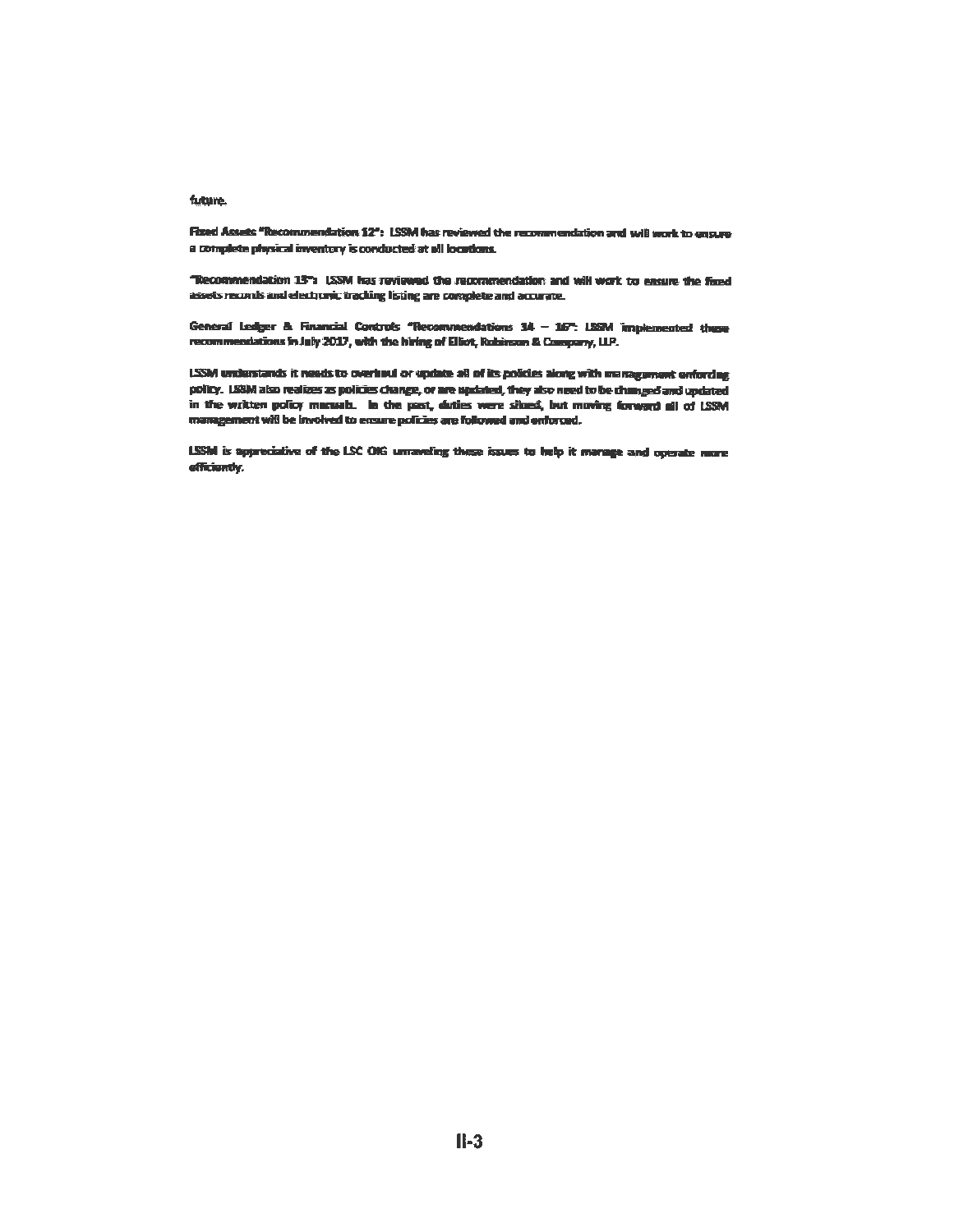future.

**Fixed Assets "Recommendation 12":** LSSM has reviewed the recommendation and will work to ensure a complete physical inventory is conducted at all locations.

**"Recommendation 13":** LSSM has reviewed the recommendation and will work to ensure the fixed assets records and electronic tracking listing are complete and accurate.

**General Ledger & Financial Controls "Recommendations 14 – 16":** LSSM implemented these recommendations in July 2017, with the hiring of Elliot, Robinson & Company, LLP.

LSSM understands it needs to overhaul or update all of its policies along with management enforcing policy. LSSM also realizes as policies change, or are updated, they also need to be changed and updated in the written policy manuals. In the past, duties were siloed, but moving forward all of LSSM management will be involved to ensure policies are followed and enforced.

LSSM is appreciative of the LSC OIG unraveling these issues to help it manage and operate more efficiently.